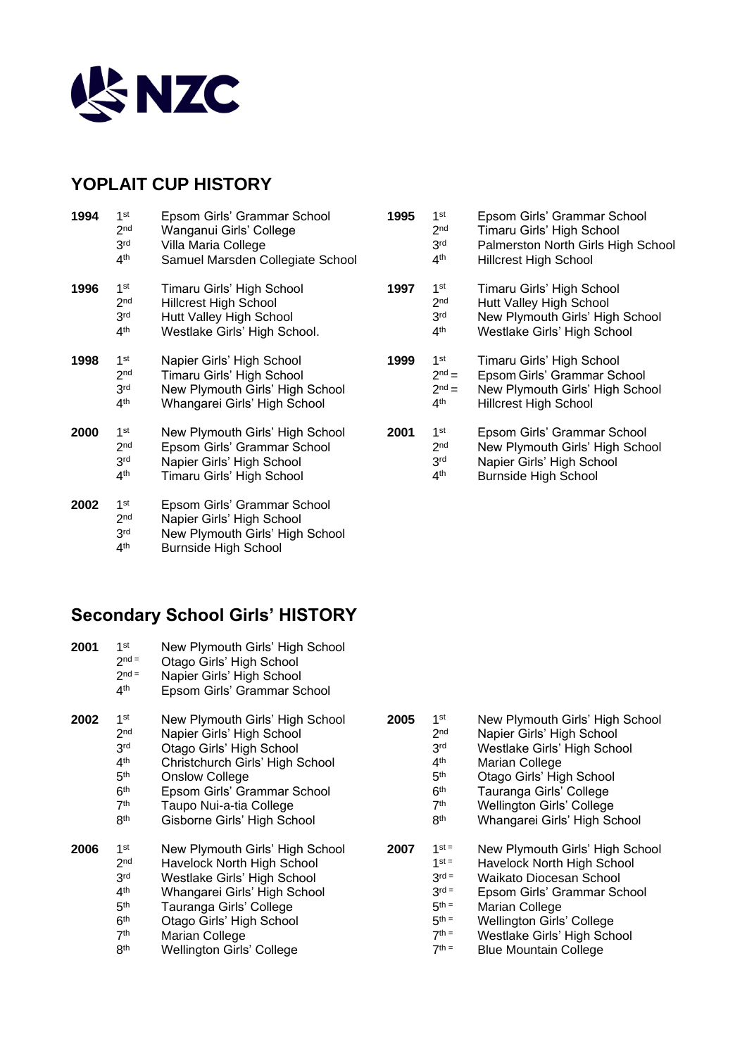NZC

## YOPLAIT CUP HISTORY

**1994**
- 1st Epsom Girls' Grammar School
- 2nd Wanganui Girls' College
- 3rd Villa Maria College
- 4th Samuel Marsden Collegiate School

**1995**
- 1st Epsom Girls' Grammar School
- 2nd Timaru Girls' High School
- 3rd Palmerston North Girls High School
- 4th Hillcrest High School

**1996**
- 1st Timaru Girls' High School
- 2nd Hillcrest High School
- 3rd Hutt Valley High School
- 4th Westlake Girls' High School.

**1997**
- 1st Timaru Girls' High School
- 2nd Hutt Valley High School
- 3rd New Plymouth Girls' High School
- 4th Westlake Girls' High School

**1998**
- 1st Napier Girls' High School
- 2nd Timaru Girls' High School
- 3rd New Plymouth Girls' High School
- 4th Whangarei Girls' High School

**1999**
- 1st Timaru Girls' High School
- 2nd = Epsom Girls' Grammar School
- 2nd = New Plymouth Girls' High School
- 4th Hillcrest High School

**2000**
- 1st New Plymouth Girls' High School
- 2nd Epsom Girls' Grammar School
- 3rd Napier Girls' High School
- 4th Timaru Girls' High School

**2001**
- 1st Epsom Girls' Grammar School
- 2nd New Plymouth Girls' High School
- 3rd Napier Girls' High School
- 4th Burnside High School

**2002**
- 1st Epsom Girls' Grammar School
- 2nd Napier Girls' High School
- 3rd New Plymouth Girls' High School
- 4th Burnside High School

## Secondary School Girls' HISTORY

**2001**
- 1st New Plymouth Girls' High School
- 2nd = Otago Girls' High School
- 2nd = Napier Girls' High School
- 4th Epsom Girls' Grammar School

**2002**
- 1st New Plymouth Girls' High School
- 2nd Napier Girls' High School
- 3rd Otago Girls' High School
- 4th Christchurch Girls' High School
- 5th Onslow College
- 6th Epsom Girls' Grammar School
- 7th Taupo Nui-a-tia College
- 8th Gisborne Girls' High School

**2005**
- 1st New Plymouth Girls' High School
- 2nd Napier Girls' High School
- 3rd Westlake Girls' High School
- 4th Marian College
- 5th Otago Girls' High School
- 6th Tauranga Girls' College
- 7th Wellington Girls' College
- 8th Whangarei Girls' High School

**2006**
- 1st New Plymouth Girls' High School
- 2nd Havelock North High School
- 3rd Westlake Girls' High School
- 4th Whangarei Girls' High School
- 5th Tauranga Girls' College
- 6th Otago Girls' High School
- 7th Marian College
- 8th Wellington Girls' College

**2007**
- 1st = New Plymouth Girls' High School
- 1st = Havelock North High School
- 3rd = Waikato Diocesan School
- 3rd = Epsom Girls' Grammar School
- 5th = Marian College
- 5th = Wellington Girls' College
- 7th = Westlake Girls' High School
- 7th = Blue Mountain College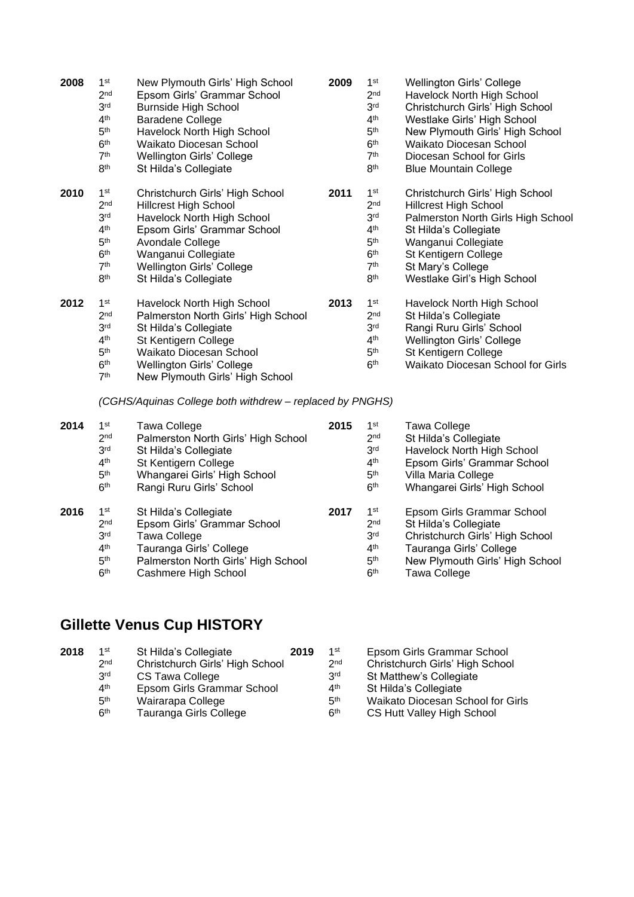**2008**

| Place | School |
|---|---|
| 1st | New Plymouth Girls' High School |
| 2nd | Epsom Girls' Grammar School |
| 3rd | Burnside High School |
| 4th | Baradene College |
| 5th | Havelock North High School |
| 6th | Waikato Diocesan School |
| 7th | Wellington Girls' College |
| 8th | St Hilda's Collegiate |

**2009**

| Place | School |
|---|---|
| 1st | Wellington Girls' College |
| 2nd | Havelock North High School |
| 3rd | Christchurch Girls' High School |
| 4th | Westlake Girls' High School |
| 5th | New Plymouth Girls' High School |
| 6th | Waikato Diocesan School |
| 7th | Diocesan School for Girls |
| 8th | Blue Mountain College |

**2010**

| Place | School |
|---|---|
| 1st | Christchurch Girls' High School |
| 2nd | Hillcrest High School |
| 3rd | Havelock North High School |
| 4th | Epsom Girls' Grammar School |
| 5th | Avondale College |
| 6th | Wanganui Collegiate |
| 7th | Wellington Girls' College |
| 8th | St Hilda's Collegiate |

**2011**

| Place | School |
|---|---|
| 1st | Christchurch Girls' High School |
| 2nd | Hillcrest High School |
| 3rd | Palmerston North Girls High School |
| 4th | St Hilda's Collegiate |
| 5th | Wanganui Collegiate |
| 6th | St Kentigern College |
| 7th | St Mary's College |
| 8th | Westlake Girl's High School |

**2012**

| Place | School |
|---|---|
| 1st | Havelock North High School |
| 2nd | Palmerston North Girls' High School |
| 3rd | St Hilda's Collegiate |
| 4th | St Kentigern College |
| 5th | Waikato Diocesan School |
| 6th | Wellington Girls' College |
| 7th | New Plymouth Girls' High School |

*(CGHS/Aquinas College both withdrew – replaced by PNGHS)*

**2013**

| Place | School |
|---|---|
| 1st | Havelock North High School |
| 2nd | St Hilda's Collegiate |
| 3rd | Rangi Ruru Girls' School |
| 4th | Wellington Girls' College |
| 5th | St Kentigern College |
| 6th | Waikato Diocesan School for Girls |

**2014**

| Place | School |
|---|---|
| 1st | Tawa College |
| 2nd | Palmerston North Girls' High School |
| 3rd | St Hilda's Collegiate |
| 4th | St Kentigern College |
| 5th | Whangarei Girls' High School |
| 6th | Rangi Ruru Girls' School |

**2015**

| Place | School |
|---|---|
| 1st | Tawa College |
| 2nd | St Hilda's Collegiate |
| 3rd | Havelock North High School |
| 4th | Epsom Girls' Grammar School |
| 5th | Villa Maria College |
| 6th | Whangarei Girls' High School |

**2016**

| Place | School |
|---|---|
| 1st | St Hilda's Collegiate |
| 2nd | Epsom Girls' Grammar School |
| 3rd | Tawa College |
| 4th | Tauranga Girls' College |
| 5th | Palmerston North Girls' High School |
| 6th | Cashmere High School |

**2017**

| Place | School |
|---|---|
| 1st | Epsom Girls Grammar School |
| 2nd | St Hilda's Collegiate |
| 3rd | Christchurch Girls' High School |
| 4th | Tauranga Girls' College |
| 5th | New Plymouth Girls' High School |
| 6th | Tawa College |

## Gillette Venus Cup HISTORY

**2018**

| Place | School |
|---|---|
| 1st | St Hilda's Collegiate |
| 2nd | Christchurch Girls' High School |
| 3rd | CS Tawa College |
| 4th | Epsom Girls Grammar School |
| 5th | Wairarapa College |
| 6th | Tauranga Girls College |

**2019**

| Place | School |
|---|---|
| 1st | Epsom Girls Grammar School |
| 2nd | Christchurch Girls' High School |
| 3rd | St Matthew's Collegiate |
| 4th | St Hilda's Collegiate |
| 5th | Waikato Diocesan School for Girls |
| 6th | CS Hutt Valley High School |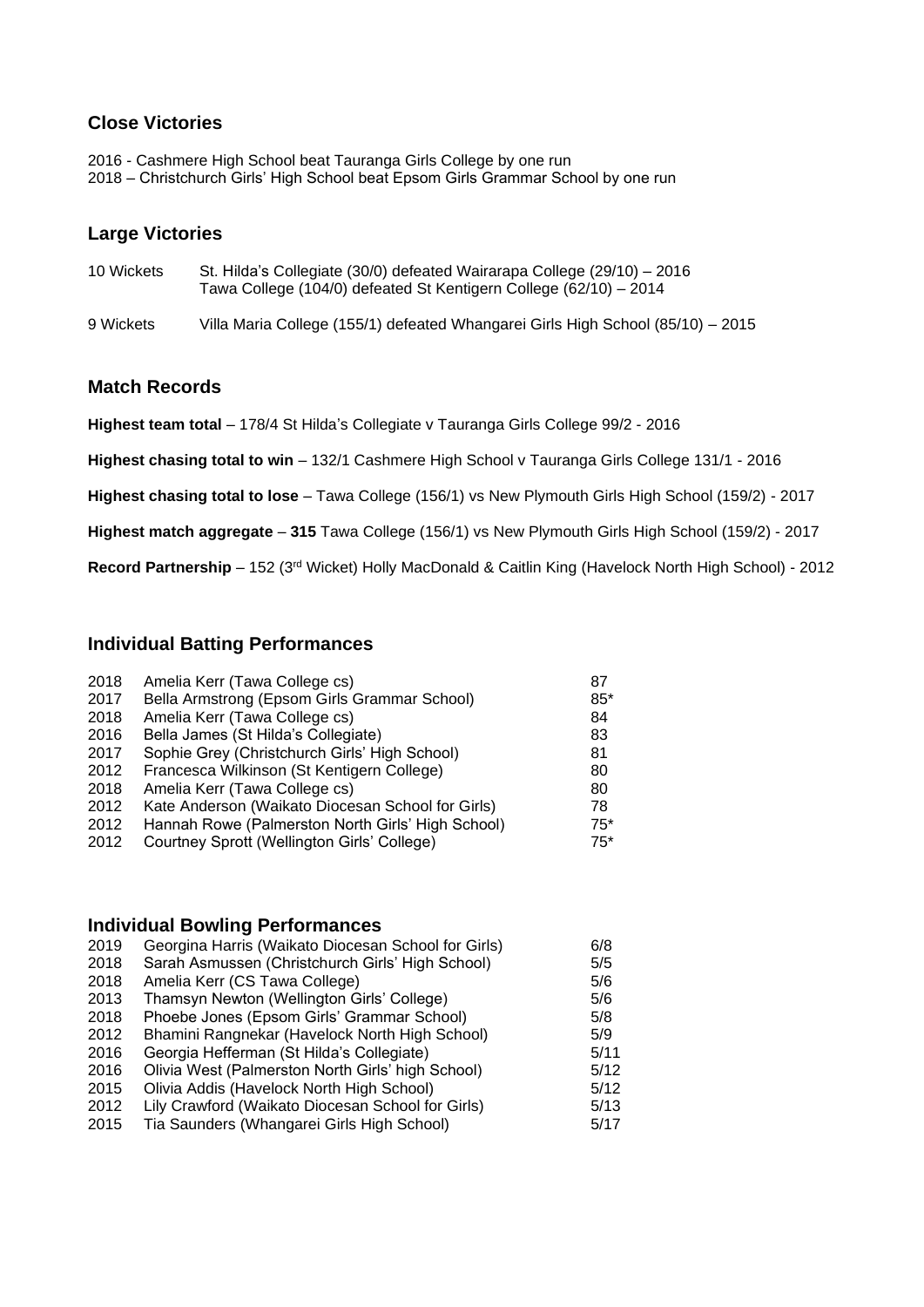## Close Victories

2016 - Cashmere High School beat Tauranga Girls College by one run
2018 – Christchurch Girls' High School beat Epsom Girls Grammar School by one run

## Large Victories

| | |
|---|---|
| 10 Wickets | St. Hilda's Collegiate (30/0) defeated Wairarapa College (29/10) – 2016<br>Tawa College (104/0) defeated St Kentigern College (62/10) – 2014 |
| 9 Wickets | Villa Maria College (155/1) defeated Whangarei Girls High School (85/10) – 2015 |

## Match Records

**Highest team total** – 178/4 St Hilda's Collegiate v Tauranga Girls College 99/2 - 2016

**Highest chasing total to win** – 132/1 Cashmere High School v Tauranga Girls College 131/1 - 2016

**Highest chasing total to lose** – Tawa College (156/1) vs New Plymouth Girls High School (159/2) - 2017

**Highest match aggregate** – **315** Tawa College (156/1) vs New Plymouth Girls High School (159/2) - 2017

**Record Partnership** – 152 (3rd Wicket) Holly MacDonald & Caitlin King (Havelock North High School) - 2012

## Individual Batting Performances

| | | |
|---|---|---|
| 2018 | Amelia Kerr (Tawa College cs) | 87 |
| 2017 | Bella Armstrong (Epsom Girls Grammar School) | 85* |
| 2018 | Amelia Kerr (Tawa College cs) | 84 |
| 2016 | Bella James (St Hilda's Collegiate) | 83 |
| 2017 | Sophie Grey (Christchurch Girls' High School) | 81 |
| 2012 | Francesca Wilkinson (St Kentigern College) | 80 |
| 2018 | Amelia Kerr (Tawa College cs) | 80 |
| 2012 | Kate Anderson (Waikato Diocesan School for Girls) | 78 |
| 2012 | Hannah Rowe (Palmerston North Girls' High School) | 75* |
| 2012 | Courtney Sprott (Wellington Girls' College) | 75* |

## Individual Bowling Performances

| | | |
|---|---|---|
| 2019 | Georgina Harris (Waikato Diocesan School for Girls) | 6/8 |
| 2018 | Sarah Asmussen (Christchurch Girls' High School) | 5/5 |
| 2018 | Amelia Kerr (CS Tawa College) | 5/6 |
| 2013 | Thamsyn Newton (Wellington Girls' College) | 5/6 |
| 2018 | Phoebe Jones (Epsom Girls' Grammar School) | 5/8 |
| 2012 | Bhamini Rangnekar (Havelock North High School) | 5/9 |
| 2016 | Georgia Hefferman (St Hilda's Collegiate) | 5/11 |
| 2016 | Olivia West (Palmerston North Girls' high School) | 5/12 |
| 2015 | Olivia Addis (Havelock North High School) | 5/12 |
| 2012 | Lily Crawford (Waikato Diocesan School for Girls) | 5/13 |
| 2015 | Tia Saunders (Whangarei Girls High School) | 5/17 |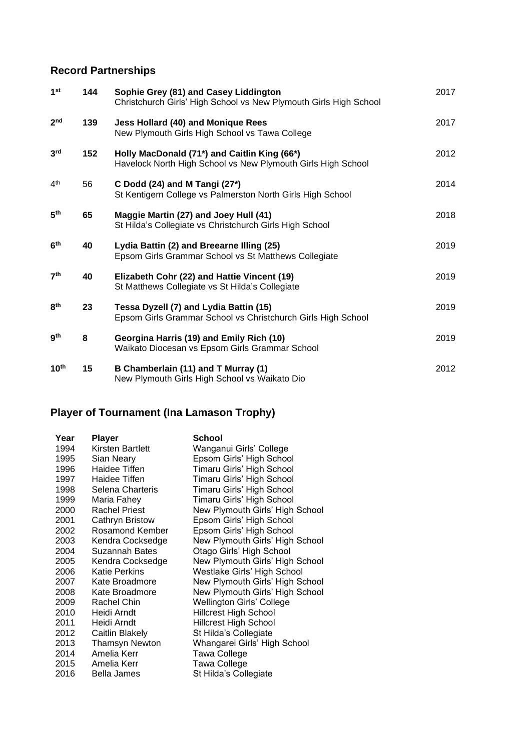## Record Partnerships

| Wicket | Runs | Partnership | Year |
|---|---|---|---|
| 1st | 144 | **Sophie Grey (81) and Casey Liddington**<br>Christchurch Girls' High School vs New Plymouth Girls High School | 2017 |
| 2nd | 139 | **Jess Hollard (40) and Monique Rees**<br>New Plymouth Girls High School vs Tawa College | 2017 |
| 3rd | 152 | **Holly MacDonald (71*) and Caitlin King (66*)**<br>Havelock North High School vs New Plymouth Girls High School | 2012 |
| 4th | 56 | C Dodd (24) and M Tangi (27*)<br>St Kentigern College vs Palmerston North Girls High School | 2014 |
| 5th | 65 | **Maggie Martin (27) and Joey Hull (41)**<br>St Hilda's Collegiate vs Christchurch Girls High School | 2018 |
| 6th | 40 | **Lydia Battin (2) and Breearne Illing (25)**<br>Epsom Girls Grammar School vs St Matthews Collegiate | 2019 |
| 7th | 40 | **Elizabeth Cohr (22) and Hattie Vincent (19)**<br>St Matthews Collegiate vs St Hilda's Collegiate | 2019 |
| 8th | 23 | **Tessa Dyzell (7) and Lydia Battin (15)**<br>Epsom Girls Grammar School vs Christchurch Girls High School | 2019 |
| 9th | 8 | **Georgina Harris (19) and Emily Rich (10)**<br>Waikato Diocesan vs Epsom Girls Grammar School | 2019 |
| 10th | 15 | **B Chamberlain (11) and T Murray (1)**<br>New Plymouth Girls High School vs Waikato Dio | 2012 |

## Player of Tournament (Ina Lamason Trophy)

| Year | Player | School |
|---|---|---|
| 1994 | Kirsten Bartlett | Wanganui Girls' College |
| 1995 | Sian Neary | Epsom Girls' High School |
| 1996 | Haidee Tiffen | Timaru Girls' High School |
| 1997 | Haidee Tiffen | Timaru Girls' High School |
| 1998 | Selena Charteris | Timaru Girls' High School |
| 1999 | Maria Fahey | Timaru Girls' High School |
| 2000 | Rachel Priest | New Plymouth Girls' High School |
| 2001 | Cathryn Bristow | Epsom Girls' High School |
| 2002 | Rosamond Kember | Epsom Girls' High School |
| 2003 | Kendra Cocksedge | New Plymouth Girls' High School |
| 2004 | Suzannah Bates | Otago Girls' High School |
| 2005 | Kendra Cocksedge | New Plymouth Girls' High School |
| 2006 | Katie Perkins | Westlake Girls' High School |
| 2007 | Kate Broadmore | New Plymouth Girls' High School |
| 2008 | Kate Broadmore | New Plymouth Girls' High School |
| 2009 | Rachel Chin | Wellington Girls' College |
| 2010 | Heidi Arndt | Hillcrest High School |
| 2011 | Heidi Arndt | Hillcrest High School |
| 2012 | Caitlin Blakely | St Hilda's Collegiate |
| 2013 | Thamsyn Newton | Whangarei Girls' High School |
| 2014 | Amelia Kerr | Tawa College |
| 2015 | Amelia Kerr | Tawa College |
| 2016 | Bella James | St Hilda's Collegiate |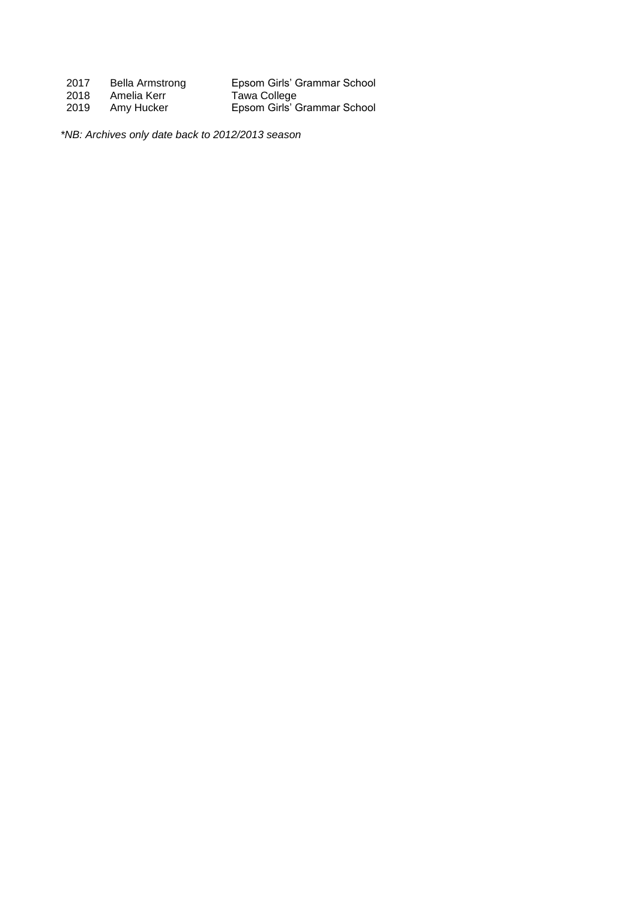| | | |
|---|---|---|
| 2017 | Bella Armstrong | Epsom Girls' Grammar School |
| 2018 | Amelia Kerr | Tawa College |
| 2019 | Amy Hucker | Epsom Girls' Grammar School |

*\*NB: Archives only date back to 2012/2013 season*